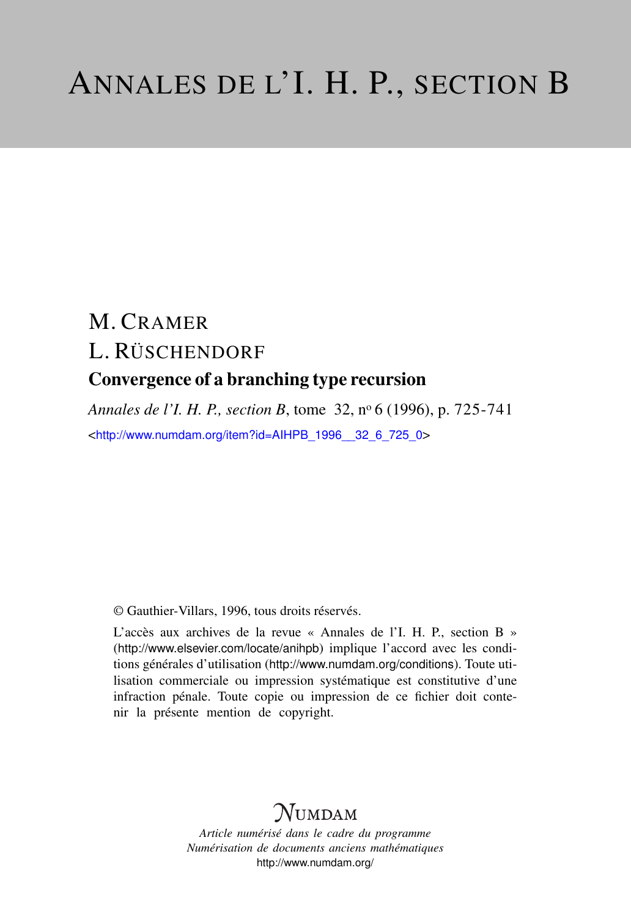# ANNALES DE L'I. H. P., SECTION B

M. CRAMER

L. RÜSCHENDORF

## Convergence of a branching type recursion

*Annales de l'I. H. P., section B*, tome 32, n° 6 (1996), p. 725-741

<http://www.numdam.org/item?id=AIHPB_1996__32_6_725_0>

© Gauthier-Villars, 1996, tous droits réservés.

L'accès aux archives de la revue « Annales de l'I. H. P., section B » (http://www.elsevier.com/locate/anihpb) implique l'accord avec les conditions générales d'utilisation (http://www.numdam.org/conditions). Toute utilisation commerciale ou impression systématique est constitutive d'une infraction pénale. Toute copie ou impression de ce fichier doit contenir la présente mention de copyright.

NUMDAM

*Article numérisé dans le cadre du programme*
*Numérisation de documents anciens mathématiques*
http://www.numdam.org/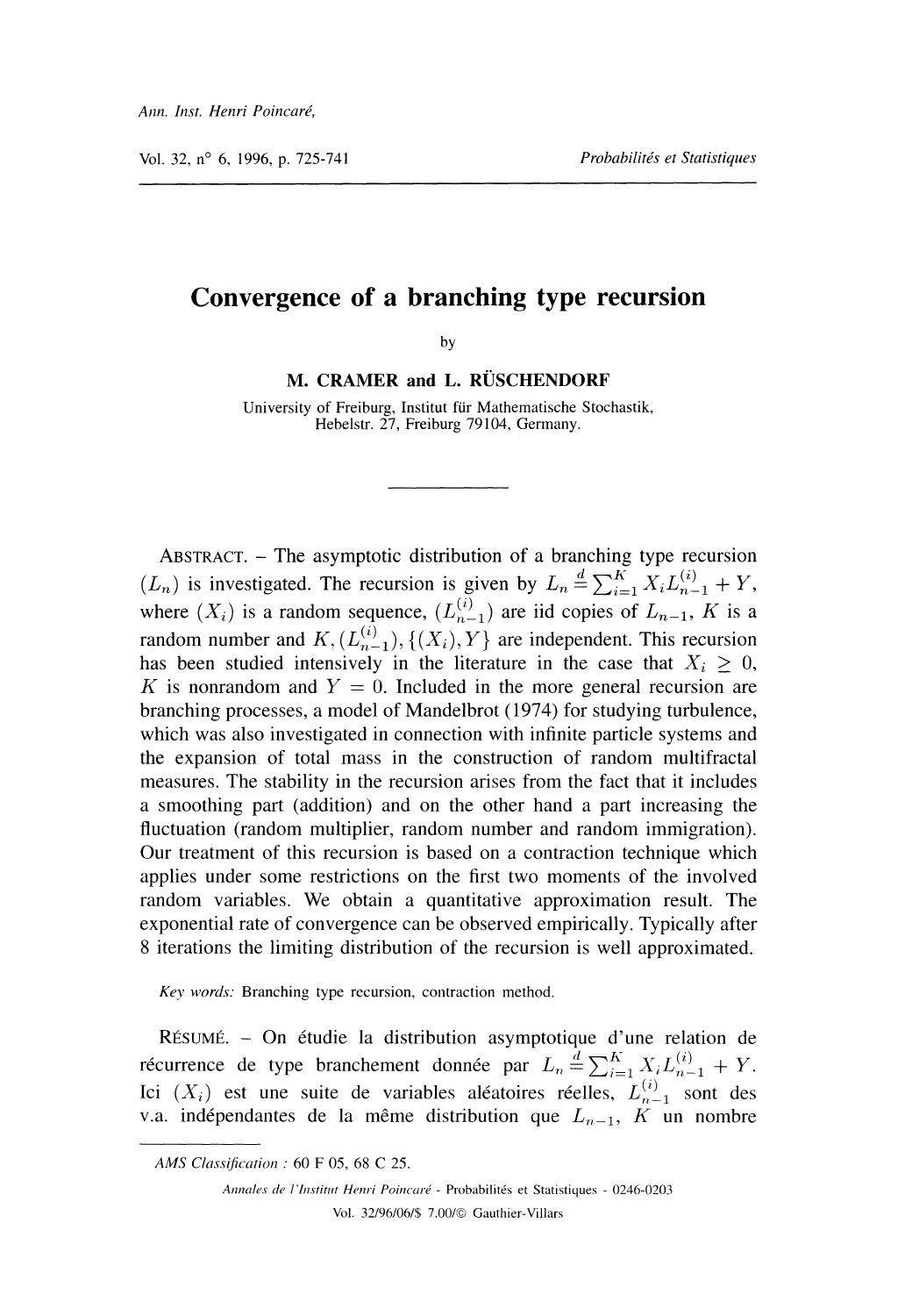# Convergence of a branching type recursion

by

**M. CRAMER and L. RÜSCHENDORF**

University of Freiburg, Institut für Mathematische Stochastik,
Hebelstr. 27, Freiburg 79104, Germany.

---

ABSTRACT. – The asymptotic distribution of a branching type recursion $(L_n)$ is investigated. The recursion is given by $L_n \stackrel{d}{=} \sum_{i=1}^{K} X_i L_{n-1}^{(i)} + Y$, where $(X_i)$ is a random sequence, $(L_{n-1}^{(i)})$ are iid copies of $L_{n-1}$, $K$ is a random number and $K, (L_{n-1}^{(i)}), \{(X_i), Y\}$ are independent. This recursion has been studied intensively in the literature in the case that $X_i \geq 0$, $K$ is nonrandom and $Y = 0$. Included in the more general recursion are branching processes, a model of Mandelbrot (1974) for studying turbulence, which was also investigated in connection with infinite particle systems and the expansion of total mass in the construction of random multifractal measures. The stability in the recursion arises from the fact that it includes a smoothing part (addition) and on the other hand a part increasing the fluctuation (random multiplier, random number and random immigration). Our treatment of this recursion is based on a contraction technique which applies under some restrictions on the first two moments of the involved random variables. We obtain a quantitative approximation result. The exponential rate of convergence can be observed empirically. Typically after 8 iterations the limiting distribution of the recursion is well approximated.

*Key words:* Branching type recursion, contraction method.

RÉSUMÉ. – On étudie la distribution asymptotique d'une relation de récurrence de type branchement donnée par $L_n \stackrel{d}{=} \sum_{i=1}^{K} X_i L_{n-1}^{(i)} + Y$. Ici $(X_i)$ est une suite de variables aléatoires réelles, $L_{n-1}^{(i)}$ sont des v.a. indépendantes de la même distribution que $L_{n-1}$, $K$ un nombre

---

*AMS Classification* : 60 F 05, 68 C 25.

*Annales de l'Institut Henri Poincaré* - Probabilités et Statistiques - 0246-0203
Vol. 32/96/06/$ 7.00/© Gauthier-Villars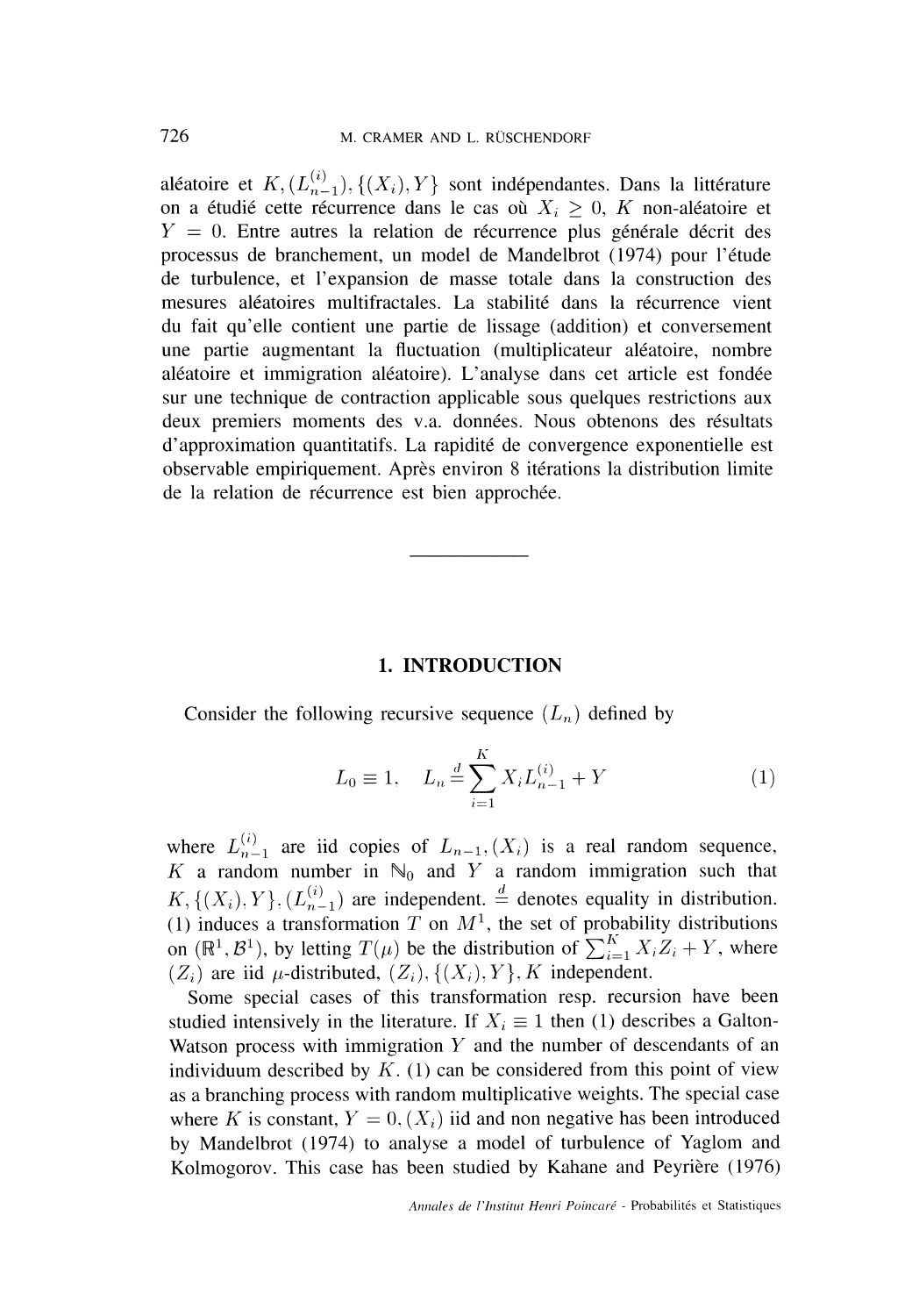aléatoire et $K, (L_{n-1}^{(i)}), \{(X_i), Y\}$ sont indépendantes. Dans la littérature on a étudié cette récurrence dans le cas où $X_i \geq 0$, $K$ non-aléatoire et $Y = 0$. Entre autres la relation de récurrence plus générale décrit des processus de branchement, un model de Mandelbrot (1974) pour l'étude de turbulence, et l'expansion de masse totale dans la construction des mesures aléatoires multifractales. La stabilité dans la récurrence vient du fait qu'elle contient une partie de lissage (addition) et conversement une partie augmentant la fluctuation (multiplicateur aléatoire, nombre aléatoire et immigration aléatoire). L'analyse dans cet article est fondée sur une technique de contraction applicable sous quelques restrictions aux deux premiers moments des v.a. données. Nous obtenons des résultats d'approximation quantitatifs. La rapidité de convergence exponentielle est observable empiriquement. Après environ 8 itérations la distribution limite de la relation de récurrence est bien approchée.

---

## 1. INTRODUCTION

Consider the following recursive sequence $(L_n)$ defined by

$$L_0 \equiv 1, \quad L_n \stackrel{d}{=} \sum_{i=1}^{K} X_i L_{n-1}^{(i)} + Y \tag{1}$$

where $L_{n-1}^{(i)}$ are iid copies of $L_{n-1}, (X_i)$ is a real random sequence, $K$ a random number in $\mathbb{N}_0$ and $Y$ a random immigration such that $K, \{(X_i), Y\}, (L_{n-1}^{(i)})$ are independent. $\stackrel{d}{=}$ denotes equality in distribution. (1) induces a transformation $T$ on $M^1$, the set of probability distributions on $(\mathbb{R}^1, \mathcal{B}^1)$, by letting $T(\mu)$ be the distribution of $\sum_{i=1}^{K} X_i Z_i + Y$, where $(Z_i)$ are iid $\mu$-distributed, $(Z_i), \{(X_i), Y\}, K$ independent.

Some special cases of this transformation resp. recursion have been studied intensively in the literature. If $X_i \equiv 1$ then (1) describes a Galton-Watson process with immigration $Y$ and the number of descendants of an individuum described by $K$. (1) can be considered from this point of view as a branching process with random multiplicative weights. The special case where $K$ is constant, $Y = 0, (X_i)$ iid and non negative has been introduced by Mandelbrot (1974) to analyse a model of turbulence of Yaglom and Kolmogorov. This case has been studied by Kahane and Peyrière (1976)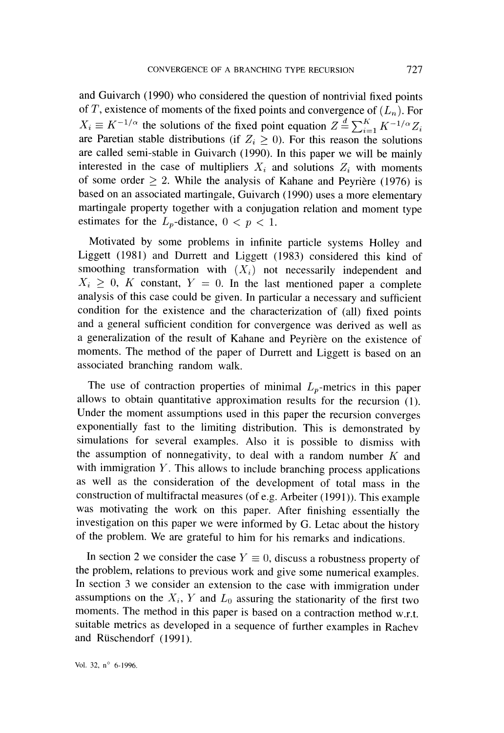and Guivarch (1990) who considered the question of nontrivial fixed points of $T$, existence of moments of the fixed points and convergence of $(L_n)$. For $X_i \equiv K^{-1/\alpha}$ the solutions of the fixed point equation $Z \stackrel{d}{=} \sum_{i=1}^{K} K^{-1/\alpha} Z_i$ are Paretian stable distributions (if $Z_i \geq 0$). For this reason the solutions are called semi-stable in Guivarch (1990). In this paper we will be mainly interested in the case of multipliers $X_i$ and solutions $Z_i$ with moments of some order $\geq 2$. While the analysis of Kahane and Peyrière (1976) is based on an associated martingale, Guivarch (1990) uses a more elementary martingale property together with a conjugation relation and moment type estimates for the $L_p$-distance, $0 < p < 1$.

Motivated by some problems in infinite particle systems Holley and Liggett (1981) and Durrett and Liggett (1983) considered this kind of smoothing transformation with $(X_i)$ not necessarily independent and $X_i \geq 0$, $K$ constant, $Y = 0$. In the last mentioned paper a complete analysis of this case could be given. In particular a necessary and sufficient condition for the existence and the characterization of (all) fixed points and a general sufficient condition for convergence was derived as well as a generalization of the result of Kahane and Peyrière on the existence of moments. The method of the paper of Durrett and Liggett is based on an associated branching random walk.

The use of contraction properties of minimal $L_p$-metrics in this paper allows to obtain quantitative approximation results for the recursion (1). Under the moment assumptions used in this paper the recursion converges exponentially fast to the limiting distribution. This is demonstrated by simulations for several examples. Also it is possible to dismiss with the assumption of nonnegativity, to deal with a random number $K$ and with immigration $Y$. This allows to include branching process applications as well as the consideration of the development of total mass in the construction of multifractal measures (of e.g. Arbeiter (1991)). This example was motivating the work on this paper. After finishing essentially the investigation on this paper we were informed by G. Letac about the history of the problem. We are grateful to him for his remarks and indications.

In section 2 we consider the case $Y \equiv 0$, discuss a robustness property of the problem, relations to previous work and give some numerical examples. In section 3 we consider an extension to the case with immigration under assumptions on the $X_i$, $Y$ and $L_0$ assuring the stationarity of the first two moments. The method in this paper is based on a contraction method w.r.t. suitable metrics as developed in a sequence of further examples in Rachev and Rüschendorf (1991).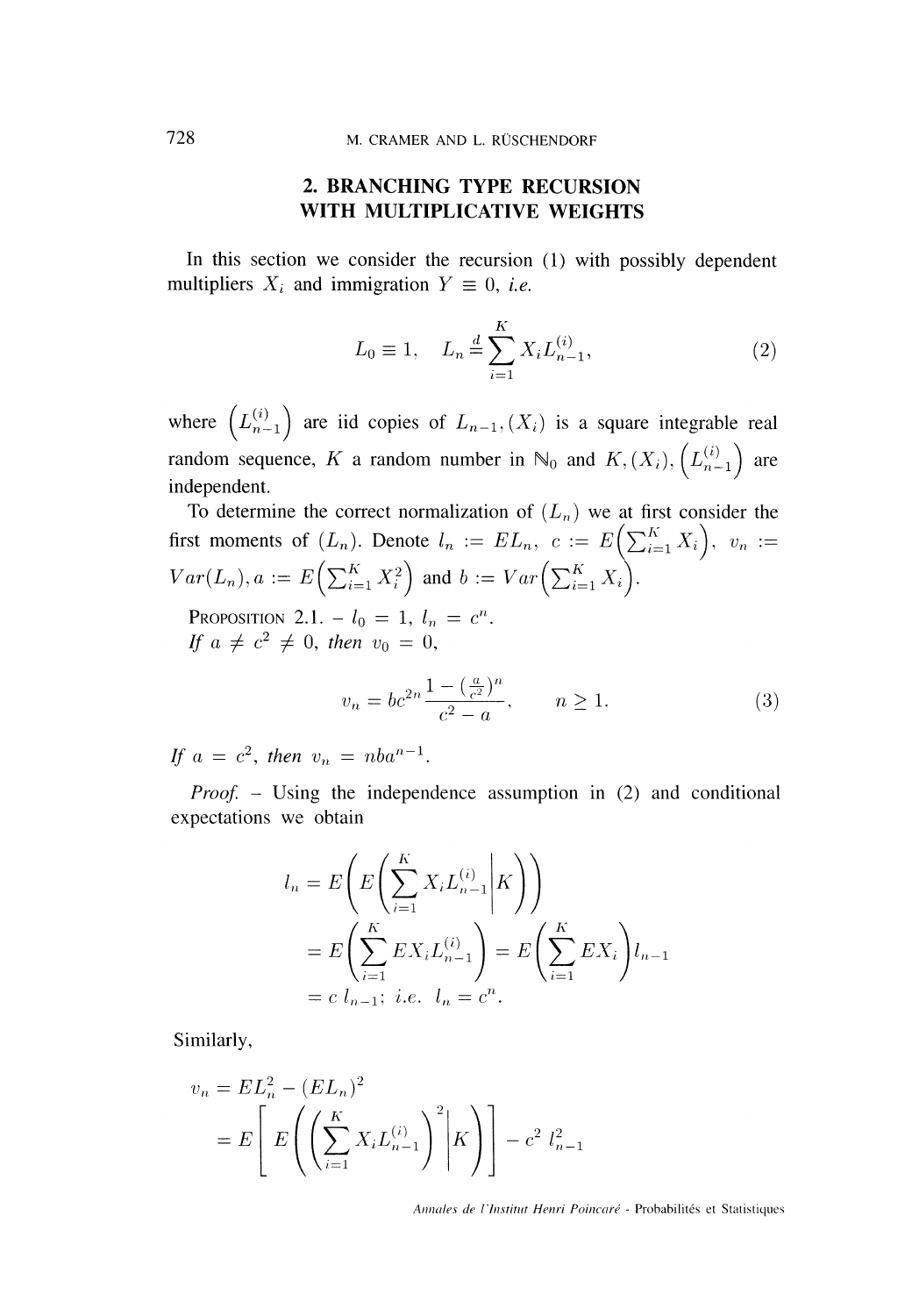## 2. BRANCHING TYPE RECURSION WITH MULTIPLICATIVE WEIGHTS

In this section we consider the recursion (1) with possibly dependent multipliers $X_i$ and immigration $Y \equiv 0$, *i.e.*

$$L_0 \equiv 1, \quad L_n \stackrel{d}{=} \sum_{i=1}^{K} X_i L_{n-1}^{(i)}, \tag{2}$$

where $\left(L_{n-1}^{(i)}\right)$ are iid copies of $L_{n-1}, (X_i)$ is a square integrable real random sequence, $K$ a random number in $\mathbb{N}_0$ and $K, (X_i), \left(L_{n-1}^{(i)}\right)$ are independent.

To determine the correct normalization of $(L_n)$ we at first consider the first moments of $(L_n)$. Denote $l_n := EL_n$, $c := E\left(\sum_{i=1}^{K} X_i\right)$, $v_n := Var(L_n), a := E\left(\sum_{i=1}^{K} X_i^2\right)$ and $b := Var\left(\sum_{i=1}^{K} X_i\right)$.

PROPOSITION 2.1. – $l_0 = 1$, $l_n = c^n$.
*If* $a \neq c^2 \neq 0$, *then* $v_0 = 0$,

$$v_n = bc^{2n} \frac{1 - (\frac{a}{c^2})^n}{c^2 - a}, \qquad n \geq 1. \tag{3}$$

*If* $a = c^2$, *then* $v_n = nba^{n-1}$.

*Proof.* – Using the independence assumption in (2) and conditional expectations we obtain

$$\begin{aligned} l_n &= E\left(E\left(\sum_{i=1}^{K} X_i L_{n-1}^{(i)} \middle| K\right)\right) \\ &= E\left(\sum_{i=1}^{K} EX_i L_{n-1}^{(i)}\right) = E\left(\sum_{i=1}^{K} EX_i\right) l_{n-1} \\ &= c\, l_{n-1}; \ i.e. \ l_n = c^n. \end{aligned}$$

Similarly,

$$\begin{aligned} v_n &= EL_n^2 - (EL_n)^2 \\ &= E\left[E\left(\left(\sum_{i=1}^{K} X_i L_{n-1}^{(i)}\right)^2 \middle| K\right)\right] - c^2\, l_{n-1}^2 \end{aligned}$$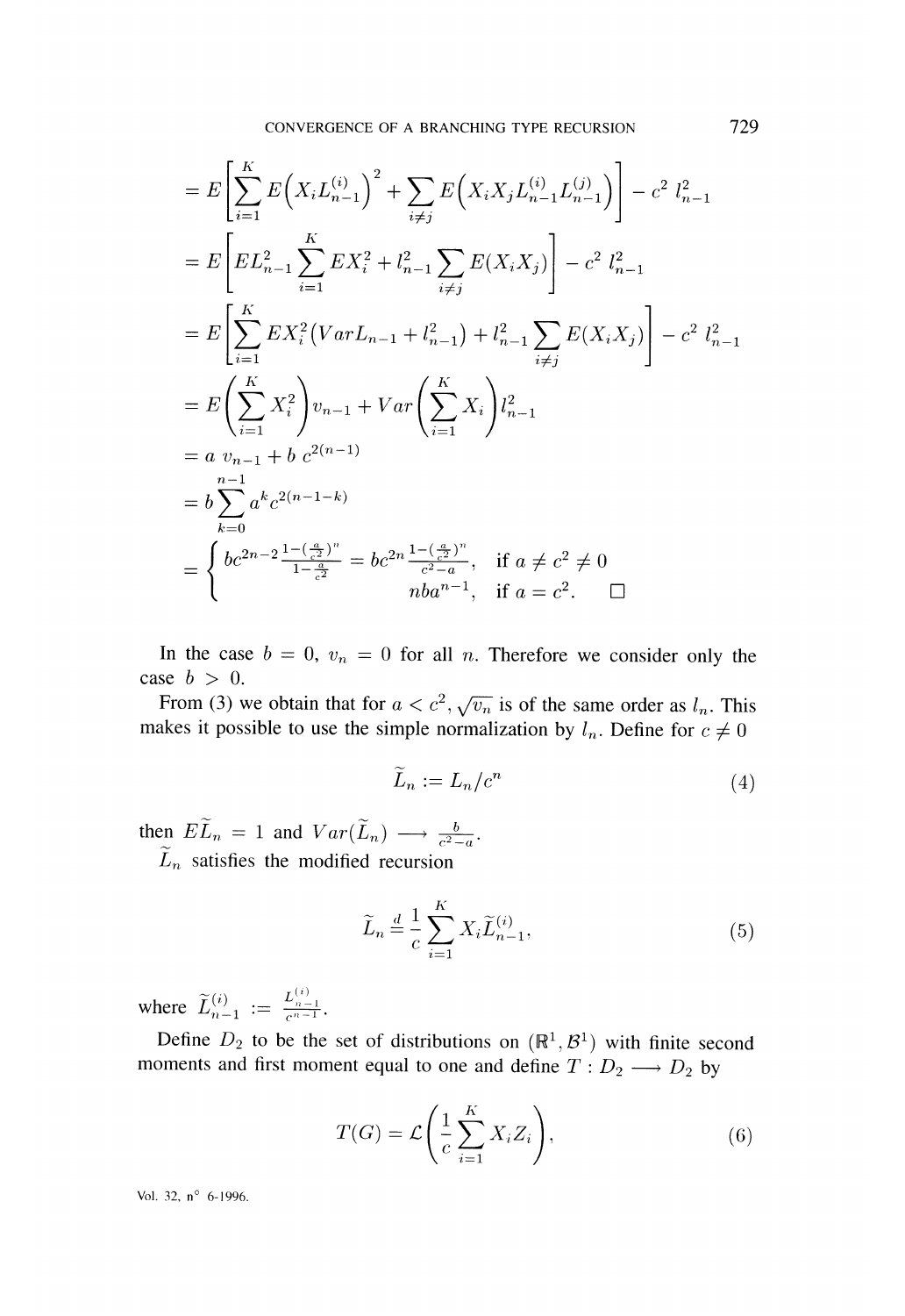$$
\begin{aligned}
&= E\left[\sum_{i=1}^{K} E\Big(X_i L_{n-1}^{(i)}\Big)^2 + \sum_{i \neq j} E\Big(X_i X_j L_{n-1}^{(i)} L_{n-1}^{(j)}\Big)\right] - c^2\, l_{n-1}^2 \\
&= E\left[E L_{n-1}^2 \sum_{i=1}^{K} E X_i^2 + l_{n-1}^2 \sum_{i \neq j} E(X_i X_j)\right] - c^2\, l_{n-1}^2 \\
&= E\left[\sum_{i=1}^{K} E X_i^2 \big(Var L_{n-1} + l_{n-1}^2\big) + l_{n-1}^2 \sum_{i \neq j} E(X_i X_j)\right] - c^2\, l_{n-1}^2 \\
&= E\left(\sum_{i=1}^{K} X_i^2\right) v_{n-1} + Var\left(\sum_{i=1}^{K} X_i\right) l_{n-1}^2 \\
&= a\ v_{n-1} + b\ c^{2(n-1)} \\
&= b \sum_{k=0}^{n-1} a^k c^{2(n-1-k)} \\
&= \begin{cases} b c^{2n-2} \dfrac{1-(\frac{a}{c^2})^n}{1-\frac{a}{c^2}} = b c^{2n} \dfrac{1-(\frac{a}{c^2})^n}{c^2 - a}, & \text{if } a \neq c^2 \neq 0 \\ n b a^{n-1}, & \text{if } a = c^2. \end{cases} \qquad \square
\end{aligned}
$$

In the case $b = 0$, $v_n = 0$ for all $n$. Therefore we consider only the case $b > 0$.

From (3) we obtain that for $a < c^2$, $\sqrt{v_n}$ is of the same order as $l_n$. This makes it possible to use the simple normalization by $l_n$. Define for $c \neq 0$

$$
\widetilde{L}_n := L_n / c^n \tag{4}
$$

then $E\widetilde{L}_n = 1$ and $Var(\widetilde{L}_n) \longrightarrow \frac{b}{c^2 - a}$.

$\widetilde{L}_n$ satisfies the modified recursion

$$
\widetilde{L}_n \stackrel{d}{=} \frac{1}{c} \sum_{i=1}^{K} X_i \widetilde{L}_{n-1}^{(i)}, \tag{5}
$$

where $\widetilde{L}_{n-1}^{(i)} := \frac{L_{n-1}^{(i)}}{c^{n-1}}$.

Define $D_2$ to be the set of distributions on $(\mathbb{R}^1, \mathcal{B}^1)$ with finite second moments and first moment equal to one and define $T : D_2 \longrightarrow D_2$ by

$$
T(G) = \mathcal{L}\left(\frac{1}{c} \sum_{i=1}^{K} X_i Z_i\right), \tag{6}
$$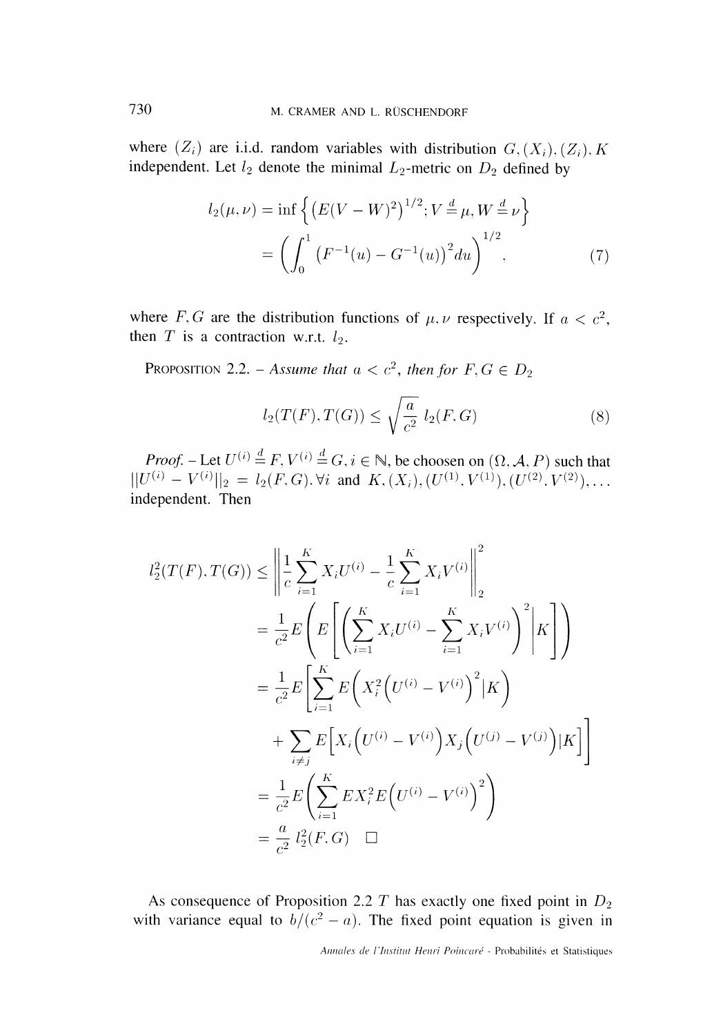where $(Z_i)$ are i.i.d. random variables with distribution $G, (X_i), (Z_i), K$ independent. Let $l_2$ denote the minimal $L_2$-metric on $D_2$ defined by

$$l_2(\mu, \nu) = \inf\left\{\left(E(V - W)^2\right)^{1/2}; V \stackrel{d}{=} \mu, W \stackrel{d}{=} \nu\right\}$$
$$= \left(\int_0^1 \left(F^{-1}(u) - G^{-1}(u)\right)^2 du\right)^{1/2}, \tag{7}$$

where $F, G$ are the distribution functions of $\mu, \nu$ respectively. If $a < c^2$, then $T$ is a contraction w.r.t. $l_2$.

PROPOSITION 2.2. – *Assume that $a < c^2$, then for $F, G \in D_2$*

$$l_2(T(F), T(G)) \leq \sqrt{\frac{a}{c^2}}\, l_2(F, G) \tag{8}$$

*Proof.* – Let $U^{(i)} \stackrel{d}{=} F, V^{(i)} \stackrel{d}{=} G, i \in \mathbb{N}$, be choosen on $(\Omega, \mathcal{A}, P)$ such that $\|U^{(i)} - V^{(i)}\|_2 = l_2(F, G). \forall i$ and $K, (X_i), (U^{(1)}, V^{(1)}), (U^{(2)}, V^{(2)}), \ldots$ independent. Then

$$\begin{aligned}
l_2^2(T(F), T(G)) &\leq \left\|\frac{1}{c}\sum_{i=1}^K X_i U^{(i)} - \frac{1}{c}\sum_{i=1}^K X_i V^{(i)}\right\|_2^2 \\
&= \frac{1}{c^2} E\left(E\left[\left(\sum_{i=1}^K X_i U^{(i)} - \sum_{i=1}^K X_i V^{(i)}\right)^2 \middle| K\right]\right) \\
&= \frac{1}{c^2} E\left[\sum_{i=1}^K E\left(X_i^2\left(U^{(i)} - V^{(i)}\right)^2 | K\right)\right. \\
&\quad \left. + \sum_{i \neq j} E\left[X_i\left(U^{(i)} - V^{(i)}\right) X_j\left(U^{(j)} - V^{(j)}\right) | K\right]\right] \\
&= \frac{1}{c^2} E\left(\sum_{i=1}^K E X_i^2 E\left(U^{(i)} - V^{(i)}\right)^2\right) \\
&= \frac{a}{c^2}\, l_2^2(F, G) \quad \square
\end{aligned}$$

As consequence of Proposition 2.2 $T$ has exactly one fixed point in $D_2$ with variance equal to $b/(c^2 - a)$. The fixed point equation is given in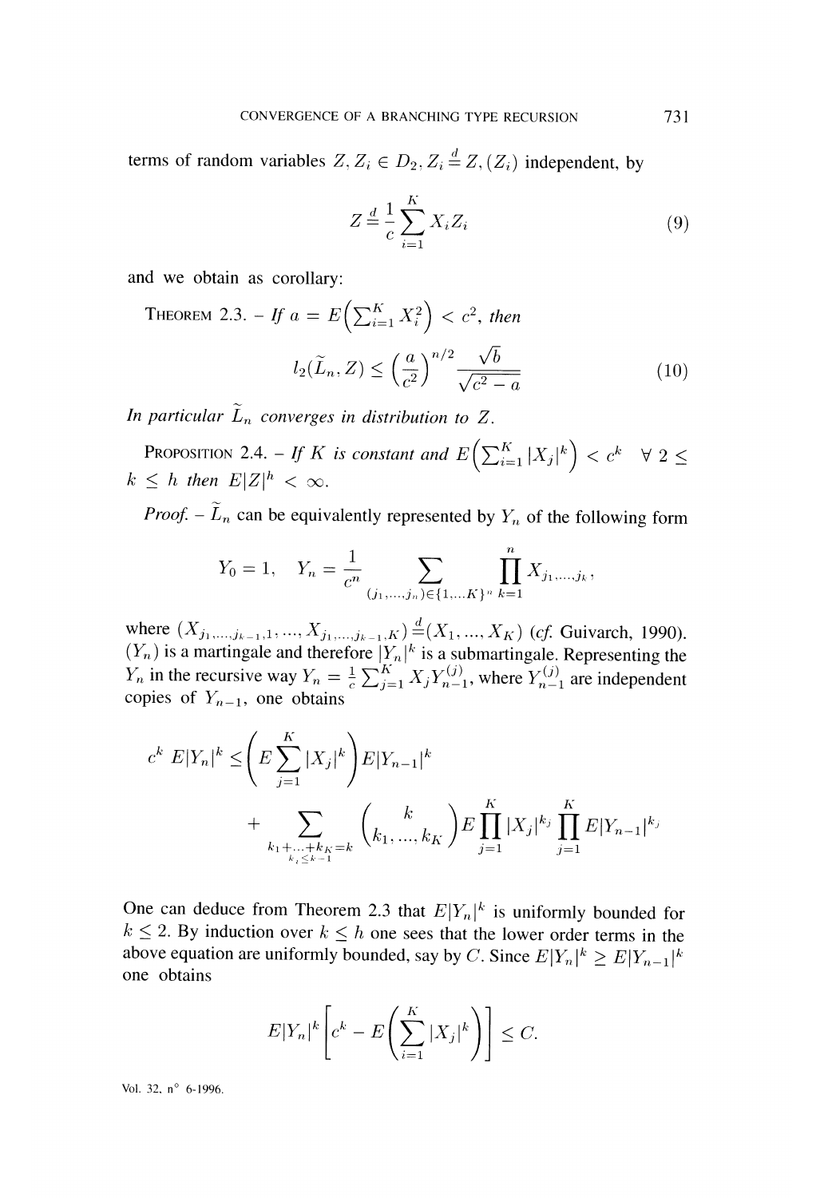terms of random variables $Z, Z_i \in D_2, Z_i \stackrel{d}{=} Z, (Z_i)$ independent, by

$$Z \stackrel{d}{=} \frac{1}{c} \sum_{i=1}^{K} X_i Z_i \tag{9}$$

and we obtain as corollary:

THEOREM 2.3. – *If* $a = E\Big(\sum_{i=1}^K X_i^2\Big) < c^2$, *then*

$$l_2(\widetilde{L}_n, Z) \leq \left(\frac{a}{c^2}\right)^{n/2} \frac{\sqrt{b}}{\sqrt{c^2 - a}} \tag{10}$$

*In particular* $\widetilde{L}_n$ *converges in distribution to* $Z$.

PROPOSITION 2.4. – *If* $K$ *is constant and* $E\Big(\sum_{i=1}^K |X_j|^k\Big) < c^k \quad \forall\, 2 \leq k \leq h$ *then* $E|Z|^h < \infty$.

*Proof.* – $\widetilde{L}_n$ can be equivalently represented by $Y_n$ of the following form

$$Y_0 = 1, \quad Y_n = \frac{1}{c^n} \sum_{(j_1, \ldots, j_n) \in \{1, \ldots K\}^n} \prod_{k=1}^{n} X_{j_1, \ldots, j_k},$$

where $(X_{j_1, \ldots, j_{k-1}, 1}, \ldots, X_{j_1, \ldots, j_{k-1}, K}) \stackrel{d}{=} (X_1, \ldots, X_K)$ (*cf.* Guivarch, 1990). $(Y_n)$ is a martingale and therefore $|Y_n|^k$ is a submartingale. Representing the $Y_n$ in the recursive way $Y_n = \frac{1}{c} \sum_{j=1}^K X_j Y_{n-1}^{(j)}$, where $Y_{n-1}^{(j)}$ are independent copies of $Y_{n-1}$, one obtains

$$\begin{aligned} c^k\, E|Y_n|^k \leq & \left( E \sum_{j=1}^{K} |X_j|^k \right) E|Y_{n-1}|^k \\ & + \sum_{\substack{k_1 + \ldots + k_K = k \\ k_i \leq k-1}} \binom{k}{k_1, \ldots, k_K} E \prod_{j=1}^{K} |X_j|^{k_j} \prod_{j=1}^{K} E|Y_{n-1}|^{k_j} \end{aligned}$$

One can deduce from Theorem 2.3 that $E|Y_n|^k$ is uniformly bounded for $k \leq 2$. By induction over $k \leq h$ one sees that the lower order terms in the above equation are uniformly bounded, say by $C$. Since $E|Y_n|^k \geq E|Y_{n-1}|^k$ one obtains

$$E|Y_n|^k \left[ c^k - E\left( \sum_{i=1}^{K} |X_j|^k \right) \right] \leq C.$$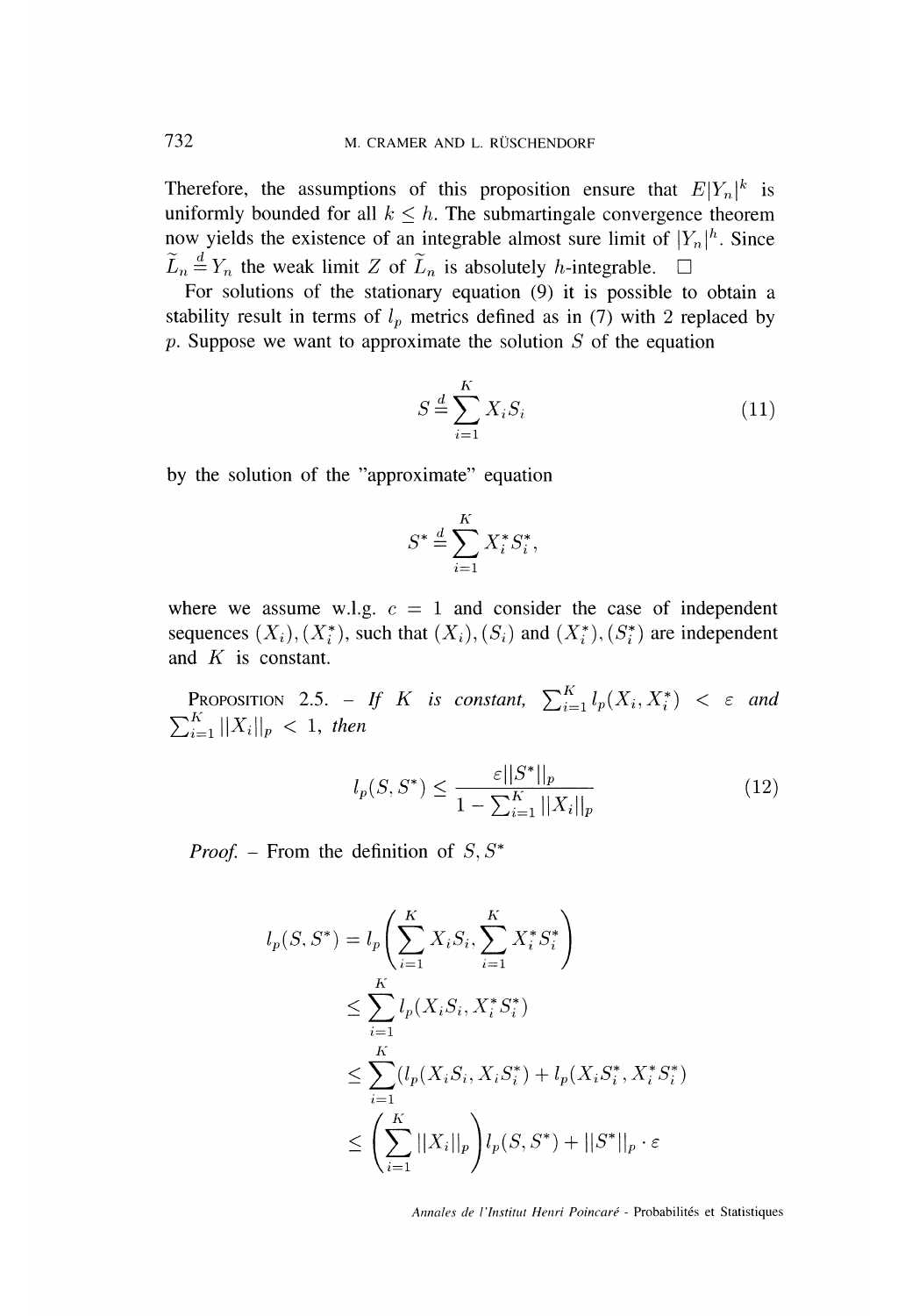Therefore, the assumptions of this proposition ensure that $E|Y_n|^k$ is uniformly bounded for all $k \leq h$. The submartingale convergence theorem now yields the existence of an integrable almost sure limit of $|Y_n|^h$. Since $\widetilde{L}_n \stackrel{d}{=} Y_n$ the weak limit $Z$ of $\widetilde{L}_n$ is absolutely $h$-integrable. □

For solutions of the stationary equation (9) it is possible to obtain a stability result in terms of $l_p$ metrics defined as in (7) with 2 replaced by $p$. Suppose we want to approximate the solution $S$ of the equation

$$S \stackrel{d}{=} \sum_{i=1}^{K} X_i S_i \tag{11}$$

by the solution of the "approximate" equation

$$S^* \stackrel{d}{=} \sum_{i=1}^{K} X_i^* S_i^*,$$

where we assume w.l.g. $c = 1$ and consider the case of independent sequences $(X_i), (X_i^*)$, such that $(X_i), (S_i)$ and $(X_i^*), (S_i^*)$ are independent and $K$ is constant.

PROPOSITION 2.5. – *If $K$ is constant, $\sum_{i=1}^{K} l_p(X_i, X_i^*) < \varepsilon$ and $\sum_{i=1}^{K} ||X_i||_p < 1$, then*

$$l_p(S, S^*) \leq \frac{\varepsilon ||S^*||_p}{1 - \sum_{i=1}^{K} ||X_i||_p} \tag{12}$$

*Proof.* – From the definition of $S, S^*$

$$\begin{aligned} l_p(S, S^*) &= l_p\left(\sum_{i=1}^{K} X_i S_i, \sum_{i=1}^{K} X_i^* S_i^*\right) \\ &\leq \sum_{i=1}^{K} l_p(X_i S_i, X_i^* S_i^*) \\ &\leq \sum_{i=1}^{K} (l_p(X_i S_i, X_i S_i^*) + l_p(X_i S_i^*, X_i^* S_i^*)) \\ &\leq \left(\sum_{i=1}^{K} ||X_i||_p\right) l_p(S, S^*) + ||S^*||_p \cdot \varepsilon \end{aligned}$$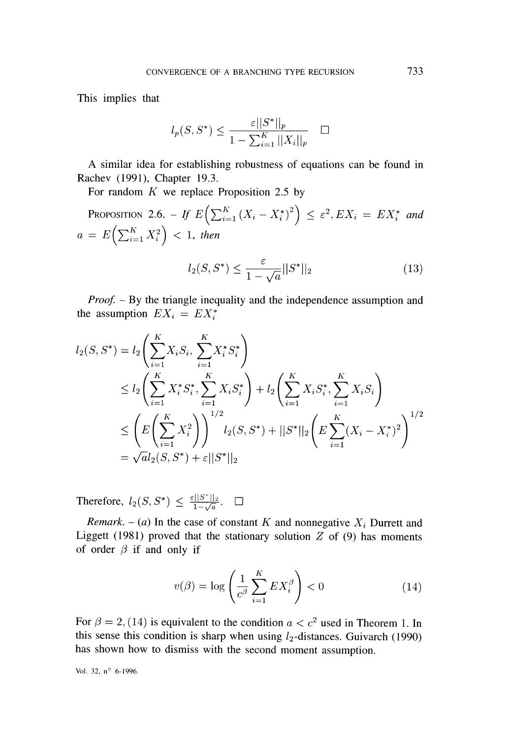This implies that

$$l_p(S, S^*) \leq \frac{\varepsilon ||S^*||_p}{1 - \sum_{i=1}^K ||X_i||_p} \quad \square$$

A similar idea for establishing robustness of equations can be found in Rachev (1991), Chapter 19.3.

For random $K$ we replace Proposition 2.5 by

PROPOSITION 2.6. – *If* $E\Big(\sum_{i=1}^K (X_i - X_i^*)^2\Big) \leq \varepsilon^2, EX_i = EX_i^*$ *and* $a = E\Big(\sum_{i=1}^K X_i^2\Big) < 1$, *then*

$$l_2(S, S^*) \leq \frac{\varepsilon}{1 - \sqrt{a}} ||S^*||_2 \tag{13}$$

*Proof.* – By the triangle inequality and the independence assumption and the assumption $EX_i = EX_i^*$

$$\begin{aligned}
l_2(S, S^*) &= l_2\left(\sum_{i=1}^K X_i S_i, \sum_{i=1}^K X_i^* S_i^*\right) \\
&\leq l_2\left(\sum_{i=1}^K X_i^* S_i^*, \sum_{i=1}^K X_i S_i^*\right) + l_2\left(\sum_{i=1}^K X_i S_i^*, \sum_{i=1}^K X_i S_i\right) \\
&\leq \left(E\left(\sum_{i=1}^K X_i^2\right)\right)^{1/2} l_2(S, S^*) + ||S^*||_2 \left(E \sum_{i=1}^K (X_i - X_i^*)^2\right)^{1/2} \\
&= \sqrt{a} l_2(S, S^*) + \varepsilon ||S^*||_2
\end{aligned}$$

Therefore, $l_2(S, S^*) \leq \frac{\varepsilon ||S^*||_2}{1 - \sqrt{a}}$. $\square$

*Remark.* – (*a*) In the case of constant $K$ and nonnegative $X_i$ Durrett and Liggett (1981) proved that the stationary solution $Z$ of (9) has moments of order $\beta$ if and only if

$$v(\beta) = \log\left(\frac{1}{c^\beta} \sum_{i=1}^K EX_i^\beta\right) < 0 \tag{14}$$

For $\beta = 2$, (14) is equivalent to the condition $a < c^2$ used in Theorem 1. In this sense this condition is sharp when using $l_2$-distances. Guivarch (1990) has shown how to dismiss with the second moment assumption.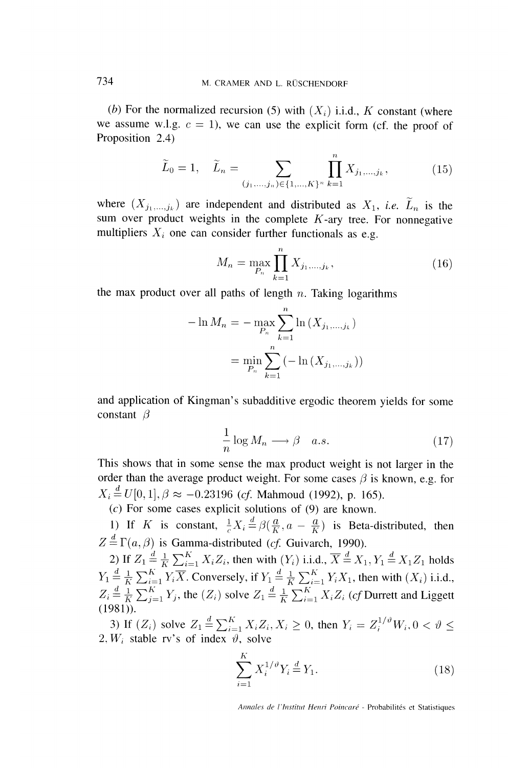(*b*) For the normalized recursion (5) with $(X_i)$ i.i.d., $K$ constant (where we assume w.l.g. $c = 1$), we can use the explicit form (cf. the proof of Proposition 2.4)

$$\widetilde{L}_0 = 1, \quad \widetilde{L}_n = \sum_{(j_1,\dots,j_n)\in\{1,\dots,K\}^n} \prod_{k=1}^{n} X_{j_1,\dots,j_k}, \tag{15}$$

where $(X_{j_1,\dots,j_k})$ are independent and distributed as $X_1$, *i.e.* $\widetilde{L}_n$ is the sum over product weights in the complete $K$-ary tree. For nonnegative multipliers $X_i$ one can consider further functionals as e.g.

$$M_n = \max_{P_n} \prod_{k=1}^{n} X_{j_1,\dots,j_k}, \tag{16}$$

the max product over all paths of length $n$. Taking logarithms

$$\begin{aligned} -\ln M_n &= -\max_{P_n} \sum_{k=1}^{n} \ln\left(X_{j_1,\dots,j_k}\right) \\ &= \min_{P_n} \sum_{k=1}^{n} \left(-\ln\left(X_{j_1,\dots,j_k}\right)\right) \end{aligned}$$

and application of Kingman's subadditive ergodic theorem yields for some constant $\beta$

$$\frac{1}{n} \log M_n \longrightarrow \beta \quad a.s. \tag{17}$$

This shows that in some sense the max product weight is not larger in the order than the average product weight. For some cases $\beta$ is known, e.g. for $X_i \stackrel{d}{=} U[0,1], \beta \approx -0.23196$ (*cf.* Mahmoud (1992), p. 165).

(*c*) For some cases explicit solutions of (9) are known.

1) If $K$ is constant, $\frac{1}{c} X_i \stackrel{d}{=} \beta(\frac{a}{K}, a - \frac{a}{K})$ is Beta-distributed, then $Z \stackrel{d}{=} \Gamma(a, \beta)$ is Gamma-distributed (*cf.* Guivarch, 1990).

2) If $Z_1 \stackrel{d}{=} \frac{1}{K} \sum_{i=1}^{K} X_i Z_i$, then with $(Y_i)$ i.i.d., $\overline{X} \stackrel{d}{=} X_1, Y_1 \stackrel{d}{=} X_1 Z_1$ holds $Y_1 \stackrel{d}{=} \frac{1}{K} \sum_{i=1}^{K} Y_i \overline{X}$. Conversely, if $Y_1 \stackrel{d}{=} \frac{1}{K} \sum_{i=1}^{K} Y_i X_1$, then with $(X_i)$ i.i.d., $Z_i \stackrel{d}{=} \frac{1}{K} \sum_{j=1}^{K} Y_j$, the $(Z_i)$ solve $Z_1 \stackrel{d}{=} \frac{1}{K} \sum_{i=1}^{K} X_i Z_i$ (*cf* Durrett and Liggett (1981)).

3) If $(Z_i)$ solve $Z_1 \stackrel{d}{=} \sum_{i=1}^{K} X_i Z_i, X_i \geq 0$, then $Y_i = Z_i^{1/\vartheta} W_i, 0 < \vartheta \leq 2, W_i$ stable rv's of index $\vartheta$, solve

$$\sum_{i=1}^{K} X_i^{1/\vartheta} Y_i \stackrel{d}{=} Y_1. \tag{18}$$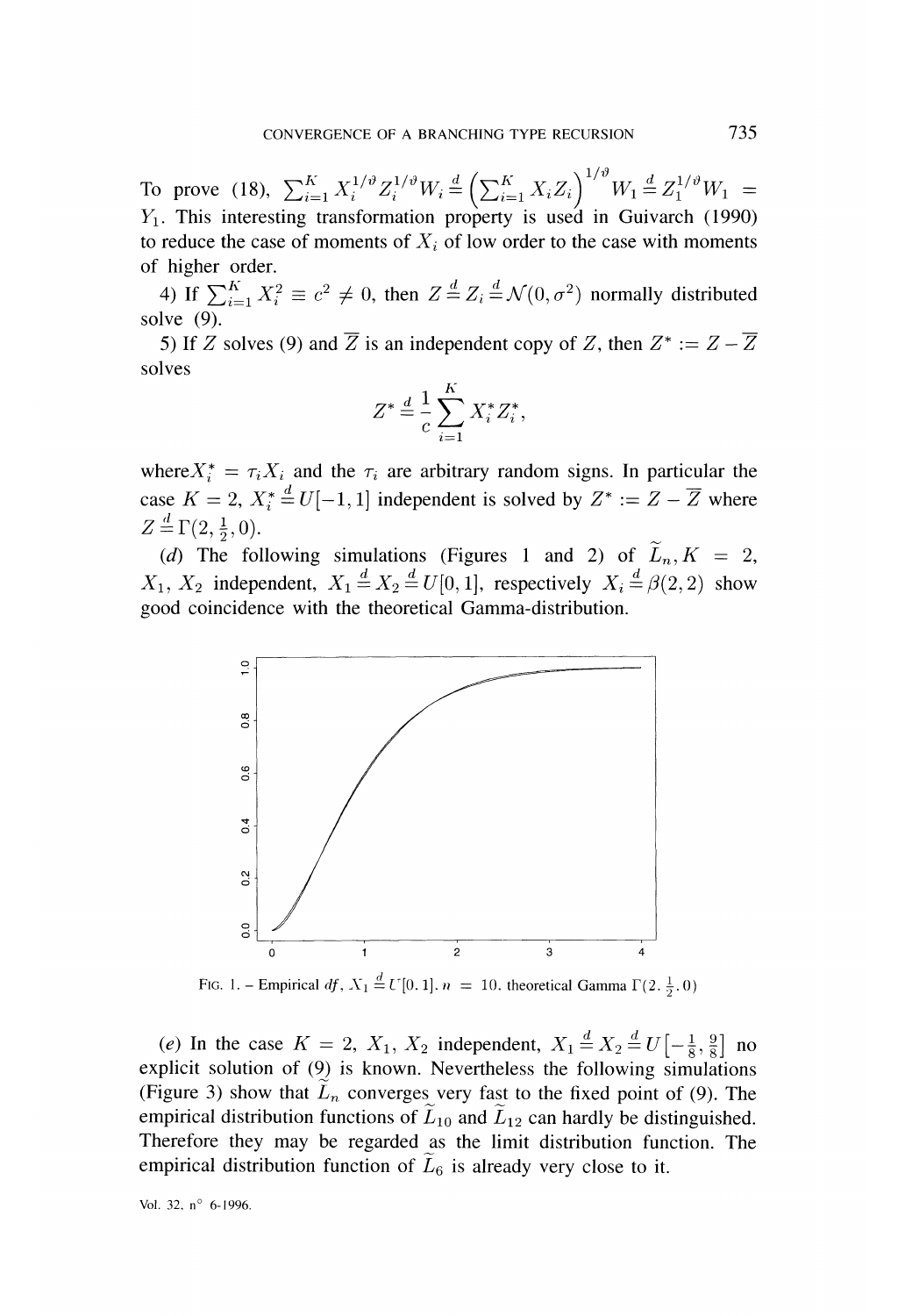To prove (18), $\sum_{i=1}^K X_i^{1/\vartheta} Z_i^{1/\vartheta} W_i \stackrel{d}{=} \left(\sum_{i=1}^K X_i Z_i\right)^{1/\vartheta} W_1 \stackrel{d}{=} Z_1^{1/\vartheta} W_1 = Y_1$. This interesting transformation property is used in Guivarch (1990) to reduce the case of moments of $X_i$ of low order to the case with moments of higher order.

4) If $\sum_{i=1}^K X_i^2 \equiv c^2 \neq 0$, then $Z \stackrel{d}{=} Z_i \stackrel{d}{=} \mathcal{N}(0, \sigma^2)$ normally distributed solve (9).

5) If $Z$ solves (9) and $\overline{Z}$ is an independent copy of $Z$, then $Z^* := Z - \overline{Z}$ solves

$$Z^* \stackrel{d}{=} \frac{1}{c} \sum_{i=1}^K X_i^* Z_i^*,$$

where$X_i^* = \tau_i X_i$ and the $\tau_i$ are arbitrary random signs. In particular the case $K = 2$, $X_i^* \stackrel{d}{=} U[-1, 1]$ independent is solved by $Z^* := Z - \overline{Z}$ where $Z \stackrel{d}{=} \Gamma(2, \frac{1}{2}, 0)$.

(*d*) The following simulations (Figures 1 and 2) of $\widetilde{L}_n, K = 2$, $X_1$, $X_2$ independent, $X_1 \stackrel{d}{=} X_2 \stackrel{d}{=} U[0, 1]$, respectively $X_i \stackrel{d}{=} \beta(2, 2)$ show good coincidence with the theoretical Gamma-distribution.

0.0
0.2
0.4
0.6
0.8
1.0
0
1
2
3
4

FIG. 1. – Empirical $df$, $X_1 \stackrel{d}{=} U[0, 1]$, $n = 10$, theoretical Gamma $\Gamma(2, \frac{1}{2}, 0)$

(*e*) In the case $K = 2$, $X_1$, $X_2$ independent, $X_1 \stackrel{d}{=} X_2 \stackrel{d}{=} U\left[-\frac{1}{8}, \frac{9}{8}\right]$ no explicit solution of (9) is known. Nevertheless the following simulations (Figure 3) show that $\widetilde{L}_n$ converges very fast to the fixed point of (9). The empirical distribution functions of $\widetilde{L}_{10}$ and $\widetilde{L}_{12}$ can hardly be distinguished. Therefore they may be regarded as the limit distribution function. The empirical distribution function of $\widetilde{L}_6$ is already very close to it.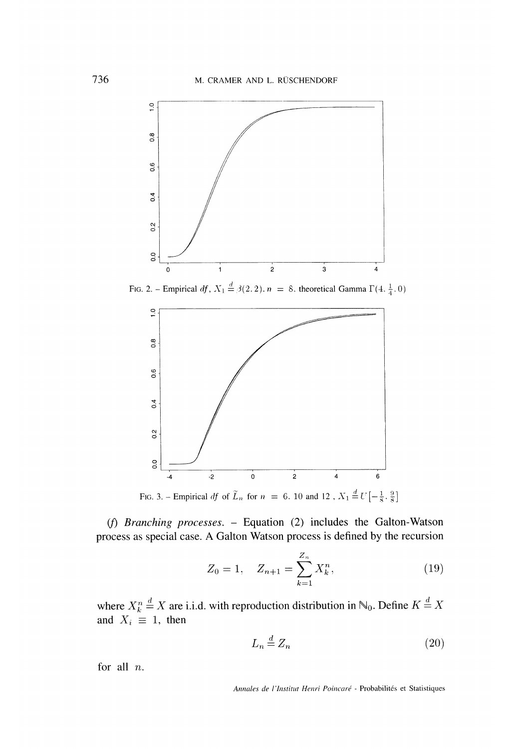1.0

0.8

0.6

0.4

0.2

0.0

0 1 2 3 4

FIG. 2. – Empirical $df$, $X_1 \stackrel{d}{=} \beta(2, 2)$, $n = 8$, theoretical Gamma $\Gamma(4, \frac{1}{4}, 0)$

1.0

0.8

0.6

0.4

0.2

0.0

-4 -2 0 2 4 6

FIG. 3. – Empirical $df$ of $\widetilde{L}_n$ for $n = 6$, 10 and 12, $X_1 \stackrel{d}{=} U[-\frac{1}{8}, \frac{9}{8}]$

(*f*) *Branching processes.* – Equation (2) includes the Galton-Watson process as special case. A Galton Watson process is defined by the recursion

$$Z_0 = 1, \quad Z_{n+1} = \sum_{k=1}^{Z_n} X_k^n, \tag{19}$$

where $X_k^n \stackrel{d}{=} X$ are i.i.d. with reproduction distribution in $\mathbb{N}_0$. Define $K \stackrel{d}{=} X$ and $X_i \equiv 1$, then

$$L_n \stackrel{d}{=} Z_n \tag{20}$$

for all $n$.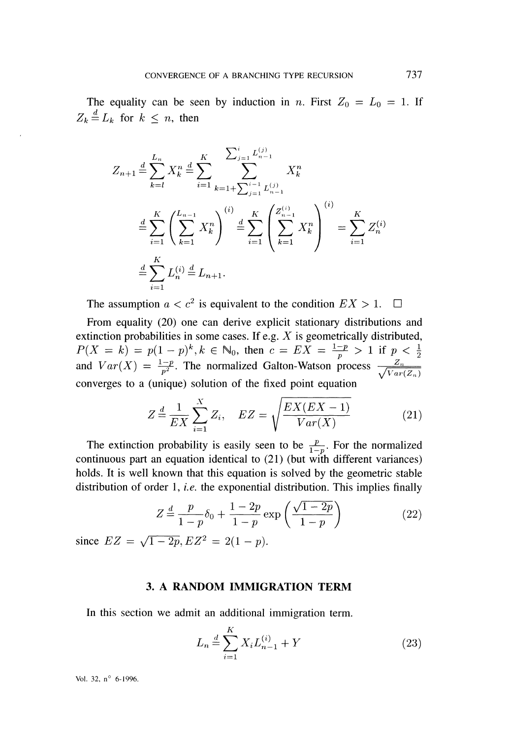The equality can be seen by induction in $n$. First $Z_0 = L_0 = 1$. If $Z_k \stackrel{d}{=} L_k$ for $k \leq n$, then

$$Z_{n+1} \stackrel{d}{=} \sum_{k=l}^{L_n} X_k^n \stackrel{d}{=} \sum_{i=1}^{K} \sum_{k=1+\sum_{j=1}^{i-1} L_{n-1}^{(j)}}^{\sum_{j=1}^{i} L_{n-1}^{(j)}} X_k^n$$

$$\stackrel{d}{=} \sum_{i=1}^{K} \left( \sum_{k=1}^{L_{n-1}} X_k^n \right)^{(i)} \stackrel{d}{=} \sum_{i=1}^{K} \left( \sum_{k=1}^{Z_{n-1}^{(i)}} X_k^n \right)^{(i)} = \sum_{i=1}^{K} Z_n^{(i)}$$

$$\stackrel{d}{=} \sum_{i=1}^{K} L_n^{(i)} \stackrel{d}{=} L_{n+1}.$$

The assumption $a < c^2$ is equivalent to the condition $EX > 1$. $\square$

From equality (20) one can derive explicit stationary distributions and extinction probabilities in some cases. If e.g. $X$ is geometrically distributed, $P(X = k) = p(1-p)^k, k \in \mathbb{N}_0$, then $c = EX = \frac{1-p}{p} > 1$ if $p < \frac{1}{2}$ and $Var(X) = \frac{1-p}{p^2}$. The normalized Galton-Watson process $\frac{Z_n}{\sqrt{Var(Z_n)}}$ converges to a (unique) solution of the fixed point equation

$$Z \stackrel{d}{=} \frac{1}{EX} \sum_{i=1}^{X} Z_i, \quad EZ = \sqrt{\frac{EX(EX-1)}{Var(X)}} \tag{21}$$

The extinction probability is easily seen to be $\frac{p}{1-p}$. For the normalized continuous part an equation identical to (21) (but with different variances) holds. It is well known that this equation is solved by the geometric stable distribution of order 1, *i.e.* the exponential distribution. This implies finally

$$Z \stackrel{d}{=} \frac{p}{1-p} \delta_0 + \frac{1-2p}{1-p} \exp\left( \frac{\sqrt{1-2p}}{1-p} \right) \tag{22}$$

since $EZ = \sqrt{1-2p}, EZ^2 = 2(1-p)$.

## 3. A RANDOM IMMIGRATION TERM

In this section we admit an additional immigration term.

$$L_n \stackrel{d}{=} \sum_{i=1}^{K} X_i L_{n-1}^{(i)} + Y \tag{23}$$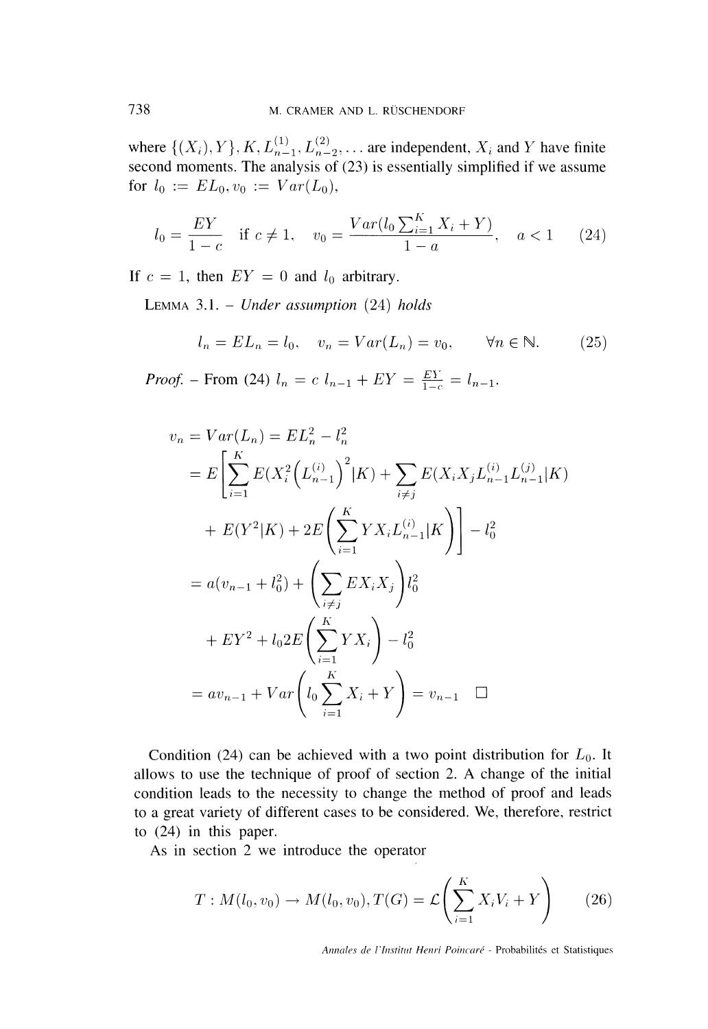where $\{(X_i), Y\}, K, L_{n-1}^{(1)}, L_{n-2}^{(2)}, \ldots$ are independent, $X_i$ and $Y$ have finite second moments. The analysis of (23) is essentially simplified if we assume for $l_0 := EL_0, v_0 := Var(L_0)$,

$$l_0 = \frac{EY}{1-c} \quad \text{if } c \neq 1, \quad v_0 = \frac{Var(l_0 \sum_{i=1}^K X_i + Y)}{1-a}, \quad a < 1 \tag{24}$$

If $c = 1$, then $EY = 0$ and $l_0$ arbitrary.

LEMMA 3.1. – *Under assumption* (24) *holds*

$$l_n = EL_n = l_0, \quad v_n = Var(L_n) = v_0, \quad \forall n \in \mathbb{N}. \tag{25}$$

*Proof.* – From (24) $l_n = c\, l_{n-1} + EY = \frac{EY}{1-c} = l_{n-1}$.

$$\begin{aligned}
v_n &= Var(L_n) = EL_n^2 - l_n^2 \\
&= E\left[\sum_{i=1}^K E(X_i^2 \left(L_{n-1}^{(i)}\right)^2 | K) + \sum_{i \neq j} E(X_i X_j L_{n-1}^{(i)} L_{n-1}^{(j)} | K) \right. \\
&\quad \left. + E(Y^2 | K) + 2E\left(\sum_{i=1}^K Y X_i L_{n-1}^{(i)} | K\right)\right] - l_0^2 \\
&= a(v_{n-1} + l_0^2) + \left(\sum_{i \neq j} EX_i X_j\right) l_0^2 \\
&\quad + EY^2 + l_0 2E\left(\sum_{i=1}^K Y X_i\right) - l_0^2 \\
&= a v_{n-1} + Var\left(l_0 \sum_{i=1}^K X_i + Y\right) = v_{n-1} \quad \square
\end{aligned}$$

Condition (24) can be achieved with a two point distribution for $L_0$. It allows to use the technique of proof of section 2. A change of the initial condition leads to the necessity to change the method of proof and leads to a great variety of different cases to be considered. We, therefore, restrict to (24) in this paper.

As in section 2 we introduce the operator

$$T : M(l_0, v_0) \to M(l_0, v_0), T(G) = \mathcal{L}\left(\sum_{i=1}^K X_i V_i + Y\right) \tag{26}$$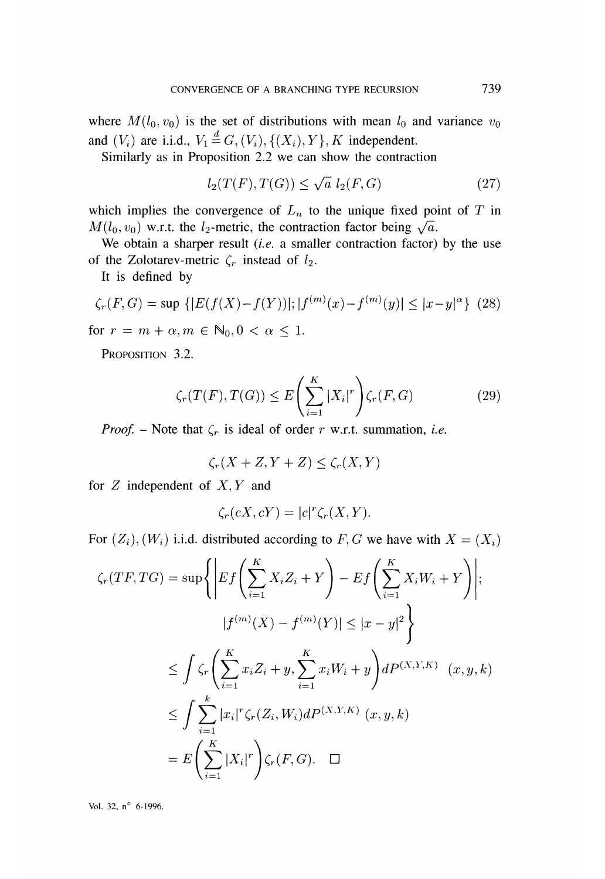where $M(l_0, v_0)$ is the set of distributions with mean $l_0$ and variance $v_0$ and $(V_i)$ are i.i.d., $V_1 \stackrel{d}{=} G, (V_i), \{(X_i), Y\}, K$ independent.

Similarly as in Proposition 2.2 we can show the contraction

$$l_2(T(F), T(G)) \leq \sqrt{a}\, l_2(F, G) \tag{27}$$

which implies the convergence of $L_n$ to the unique fixed point of $T$ in $M(l_0, v_0)$ w.r.t. the $l_2$-metric, the contraction factor being $\sqrt{a}$.

We obtain a sharper result (*i.e.* a smaller contraction factor) by the use of the Zolotarev-metric $\zeta_r$ instead of $l_2$.

It is defined by

$$\zeta_r(F, G) = \sup\{|E(f(X) - f(Y))|; |f^{(m)}(x) - f^{(m)}(y)| \leq |x - y|^\alpha\} \tag{28}$$

for $r = m + \alpha, m \in \mathbb{N}_0, 0 < \alpha \leq 1$.

PROPOSITION 3.2.

$$\zeta_r(T(F), T(G)) \leq E\left(\sum_{i=1}^{K} |X_i|^r\right) \zeta_r(F, G) \tag{29}$$

*Proof.* – Note that $\zeta_r$ is ideal of order $r$ w.r.t. summation, *i.e.*

$$\zeta_r(X + Z, Y + Z) \leq \zeta_r(X, Y)$$

for $Z$ independent of $X, Y$ and

$$\zeta_r(cX, cY) = |c|^r \zeta_r(X, Y).$$

For $(Z_i), (W_i)$ i.i.d. distributed according to $F, G$ we have with $X = (X_i)$

$$\begin{aligned}
\zeta_r(TF, TG) &= \sup\left\{\left|Ef\left(\sum_{i=1}^{K} X_i Z_i + Y\right) - Ef\left(\sum_{i=1}^{K} X_i W_i + Y\right)\right|;\right. \\
&\qquad\qquad \left. |f^{(m)}(X) - f^{(m)}(Y)| \leq |x - y|^2\right\} \\
&\leq \int \zeta_r\left(\sum_{i=1}^{K} x_i Z_i + y, \sum_{i=1}^{K} x_i W_i + y\right) dP^{(X,Y,K)}\ (x, y, k) \\
&\leq \int \sum_{i=1}^{k} |x_i|^r \zeta_r(Z_i, W_i) dP^{(X,Y,K)}\ (x, y, k) \\
&= E\left(\sum_{i=1}^{K} |X_i|^r\right) \zeta_r(F, G). \quad \square
\end{aligned}$$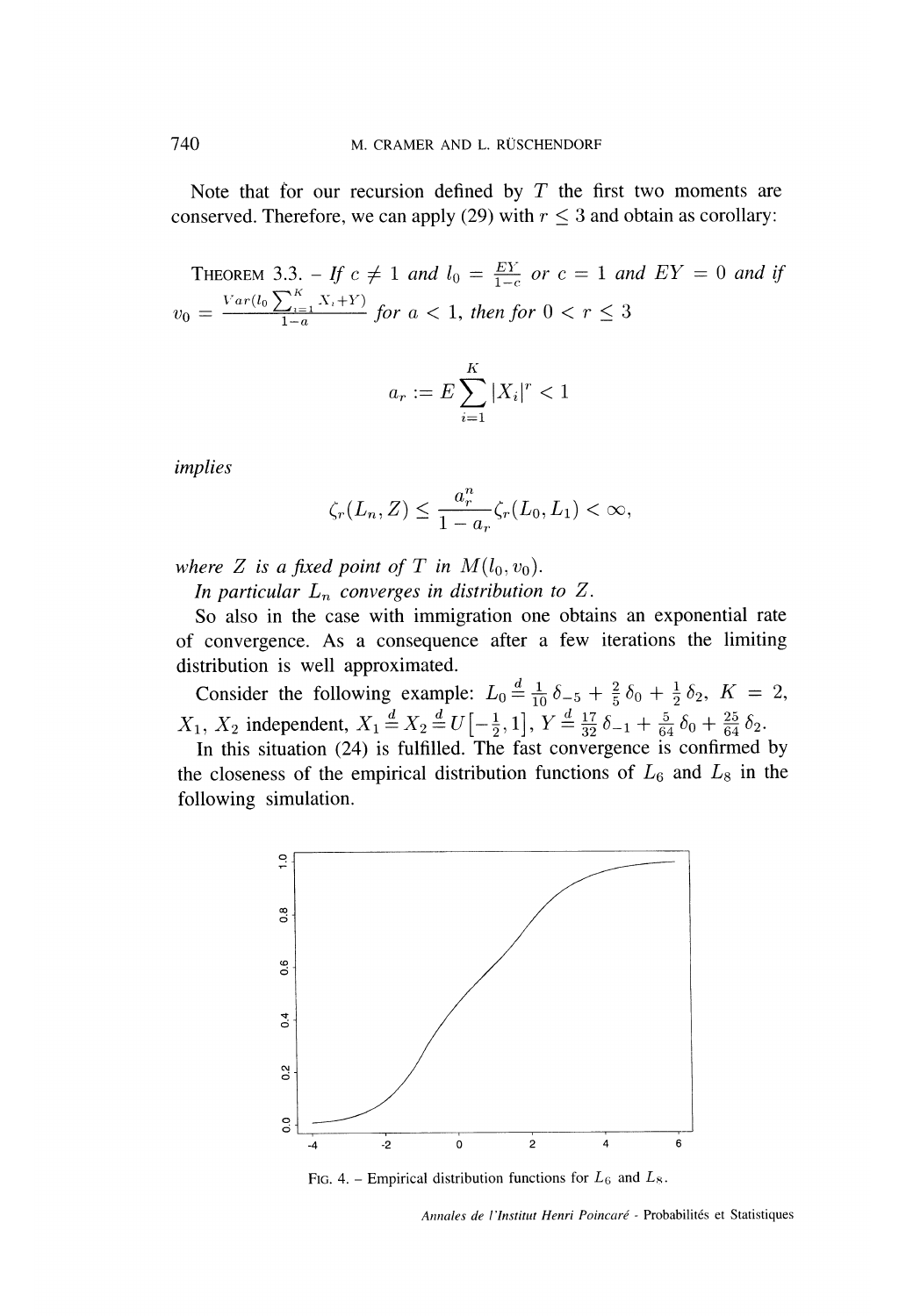Note that for our recursion defined by $T$ the first two moments are conserved. Therefore, we can apply (29) with $r \leq 3$ and obtain as corollary:

THEOREM 3.3. – *If $c \neq 1$ and $l_0 = \frac{EY}{1-c}$ or $c = 1$ and $EY = 0$ and if $v_0 = \frac{Var(l_0 \sum_{i=1}^{K} X_i + Y)}{1-a}$ for $a < 1$, then for $0 < r \leq 3$*

$$a_r := E \sum_{i=1}^{K} |X_i|^r < 1$$

*implies*

$$\zeta_r(L_n, Z) \leq \frac{a_r^n}{1 - a_r} \zeta_r(L_0, L_1) < \infty,$$

*where $Z$ is a fixed point of $T$ in $M(l_0, v_0)$.*

*In particular $L_n$ converges in distribution to $Z$.*

So also in the case with immigration one obtains an exponential rate of convergence. As a consequence after a few iterations the limiting distribution is well approximated.

Consider the following example: $L_0 \stackrel{d}{=} \frac{1}{10} \delta_{-5} + \frac{2}{5} \delta_0 + \frac{1}{2} \delta_2$, $K = 2$, $X_1$, $X_2$ independent, $X_1 \stackrel{d}{=} X_2 \stackrel{d}{=} U\left[-\frac{1}{2}, 1\right]$, $Y \stackrel{d}{=} \frac{17}{32} \delta_{-1} + \frac{5}{64} \delta_0 + \frac{25}{64} \delta_2$.

In this situation (24) is fulfilled. The fast convergence is confirmed by the closeness of the empirical distribution functions of $L_6$ and $L_8$ in the following simulation.

1.0
0.8
0.6
0.4
0.2
0.0
-4 -2 0 2 4 6

FIG. 4. – Empirical distribution functions for $L_6$ and $L_8$.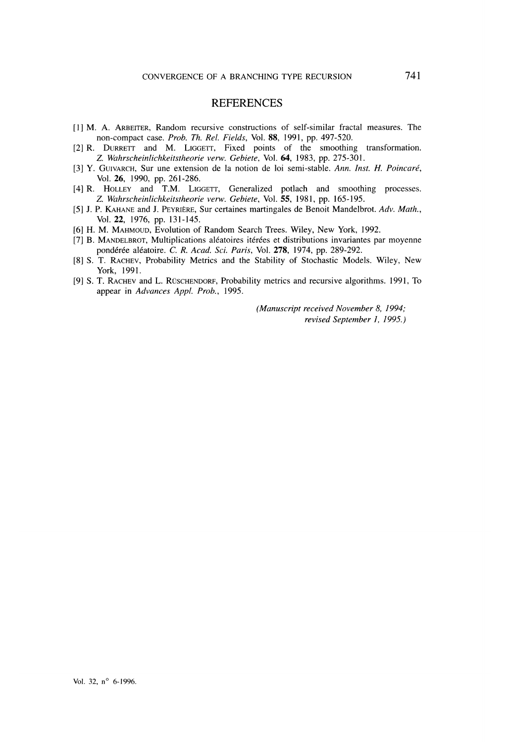## REFERENCES

[1] M. A. ARBEITER, Random recursive constructions of self-similar fractal measures. The non-compact case. *Prob. Th. Rel. Fields*, Vol. **88**, 1991, pp. 497-520.

[2] R. DURRETT and M. LIGGETT, Fixed points of the smoothing transformation. *Z. Wahrscheinlichkeitstheorie verw. Gebiete*, Vol. **64**, 1983, pp. 275-301.

[3] Y. GUIVARCH, Sur une extension de la notion de loi semi-stable. *Ann. Inst. H. Poincaré*, Vol. **26**, 1990, pp. 261-286.

[4] R. HOLLEY and T.M. LIGGETT, Generalized potlach and smoothing processes. *Z. Wahrscheinlichkeitstheorie verw. Gebiete*, Vol. **55**, 1981, pp. 165-195.

[5] J. P. KAHANE and J. PEYRIÈRE, Sur certaines martingales de Benoit Mandelbrot. *Adv. Math.*, Vol. **22**, 1976, pp. 131-145.

[6] H. M. MAHMOUD, Evolution of Random Search Trees. Wiley, New York, 1992.

[7] B. MANDELBROT, Multiplications aléatoires itérées et distributions invariantes par moyenne pondérée aléatoire. *C. R. Acad. Sci. Paris*, Vol. **278**, 1974, pp. 289-292.

[8] S. T. RACHEV, Probability Metrics and the Stability of Stochastic Models. Wiley, New York, 1991.

[9] S. T. RACHEV and L. RÜSCHENDORF, Probability metrics and recursive algorithms. 1991, To appear in *Advances Appl. Prob.*, 1995.

*(Manuscript received November 8, 1994; revised September 1, 1995.)*